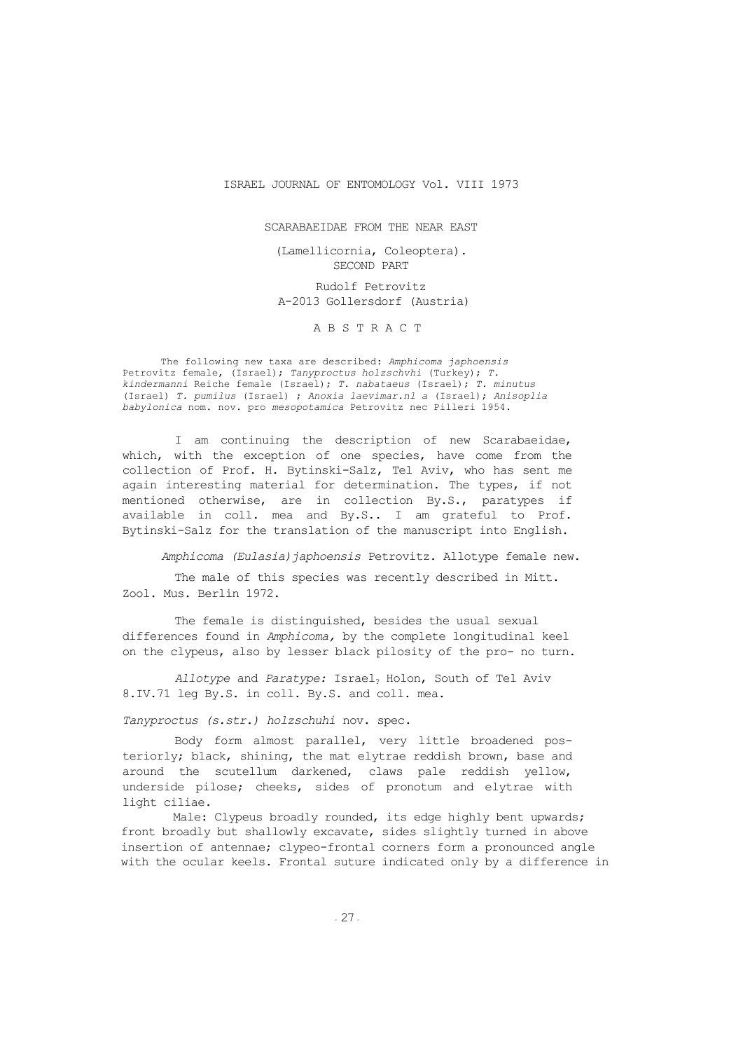ISRAEL JOURNAL OF ENTOMOLOGY Vol. VIII 1973

# SCARABAEIDAE FROM THE NEAR EAST

## (Lamellicornia, Coleoptera). SECOND PART

Rudolf Petrovitz
A-2013 Gollersdorf (Austria)

## A B S T R A C T

The following new taxa are described: *Amphicoma japhoensis* Petrovitz female, (Israel); *Tanyproctus holzschvhi* (Turkey); *T. kindermanni* Reiche female (Israel); *T. nabataeus* (Israel); *T. minutus* (Israel) *T. pumilus* (Israel) ; *Anoxia laevimar.nl a* (Israel); *Anisoplia babylonica* nom. nov. pro *mesopotamica* Petrovitz nec Pilleri 1954.

I am continuing the description of new Scarabaeidae, which, with the exception of one species, have come from the collection of Prof. H. Bytinski-Salz, Tel Aviv, who has sent me again interesting material for determination. The types, if not mentioned otherwise, are in collection By.S., paratypes if available in coll. mea and By.S.. I am grateful to Prof. Bytinski-Salz for the translation of the manuscript into English.

*Amphicoma (Eulasia) japhoensis* Petrovitz. Allotype female new.

The male of this species was recently described in Mitt. Zool. Mus. Berlin 1972.

The female is distinguished, besides the usual sexual differences found in *Amphicoma,* by the complete longitudinal keel on the clypeus, also by lesser black pilosity of the pro- no turn.

*Allotype* and *Paratype:* Israel, Holon, South of Tel Aviv 8.IV.71 leg By.S. in coll. By.S. and coll. mea.

*Tanyproctus (s.str.) holzschuhi* nov. spec.

Body form almost parallel, very little broadened posteriorly; black, shining, the mat elytrae reddish brown, base and around the scutellum darkened, claws pale reddish yellow, underside pilose; cheeks, sides of pronotum and elytrae with light ciliae.

Male: Clypeus broadly rounded, its edge highly bent upwards; front broadly but shallowly excavate, sides slightly turned in above insertion of antennae; clypeo-frontal corners form a pronounced angle with the ocular keels. Frontal suture indicated only by a difference in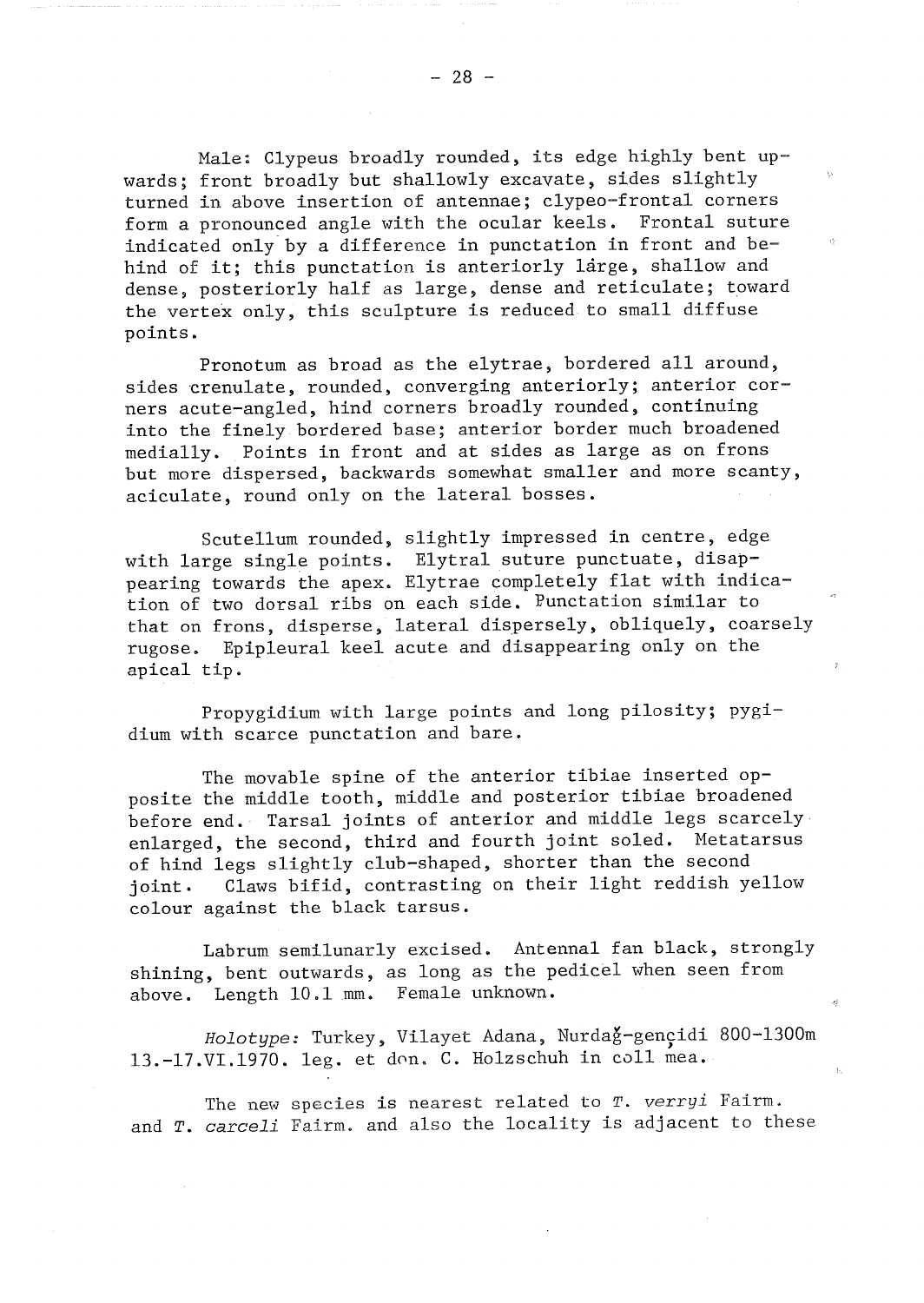Male: Clypeus broadly rounded, its edge highly bent upwards; front broadly but shallowly excavate, sides slightly turned in above insertion of antennae; clypeo-frontal corners form a pronounced angle with the ocular keels. Frontal suture indicated only by a difference in punctation in front and behind of it; this punctation is anteriorly large, shallow and dense, posteriorly half as large, dense and reticulate; toward the vertex only, this sculpture is reduced to small diffuse points.

Pronotum as broad as the elytrae, bordered all around, sides crenulate, rounded, converging anteriorly; anterior corners acute-angled, hind corners broadly rounded, continuing into the finely bordered base; anterior border much broadened medially. Points in front and at sides as large as on frons but more dispersed, backwards somewhat smaller and more scanty, aciculate, round only on the lateral bosses.

Scutellum rounded, slightly impressed in centre, edge with large single points. Elytral suture punctuate, disappearing towards the apex. Elytrae completely flat with indication of two dorsal ribs on each side. Punctation similar to that on frons, disperse, lateral dispersely, obliquely, coarsely rugose. Epipleural keel acute and disappearing only on the apical tip.

Propygidium with large points and long pilosity; pygidium with scarce punctation and bare.

The movable spine of the anterior tibiae inserted opposite the middle tooth, middle and posterior tibiae broadened before end. Tarsal joints of anterior and middle legs scarcely enlarged, the second, third and fourth joint soled. Metatarsus of hind legs slightly club-shaped, shorter than the second joint. Claws bifid, contrasting on their light reddish yellow colour against the black tarsus.

Labrum semilunarly excised. Antennal fan black, strongly shining, bent outwards, as long as the pedicel when seen from above. Length 10.1 mm. Female unknown.

*Holotype:* Turkey, Vilayet Adana, Nurdağ-gençidi 800-1300m 13.-17.VI.1970. leg. et don. C. Holzschuh in coll mea.

The new species is nearest related to *T. verryi* Fairm. and *T. carceli* Fairm. and also the locality is adjacent to these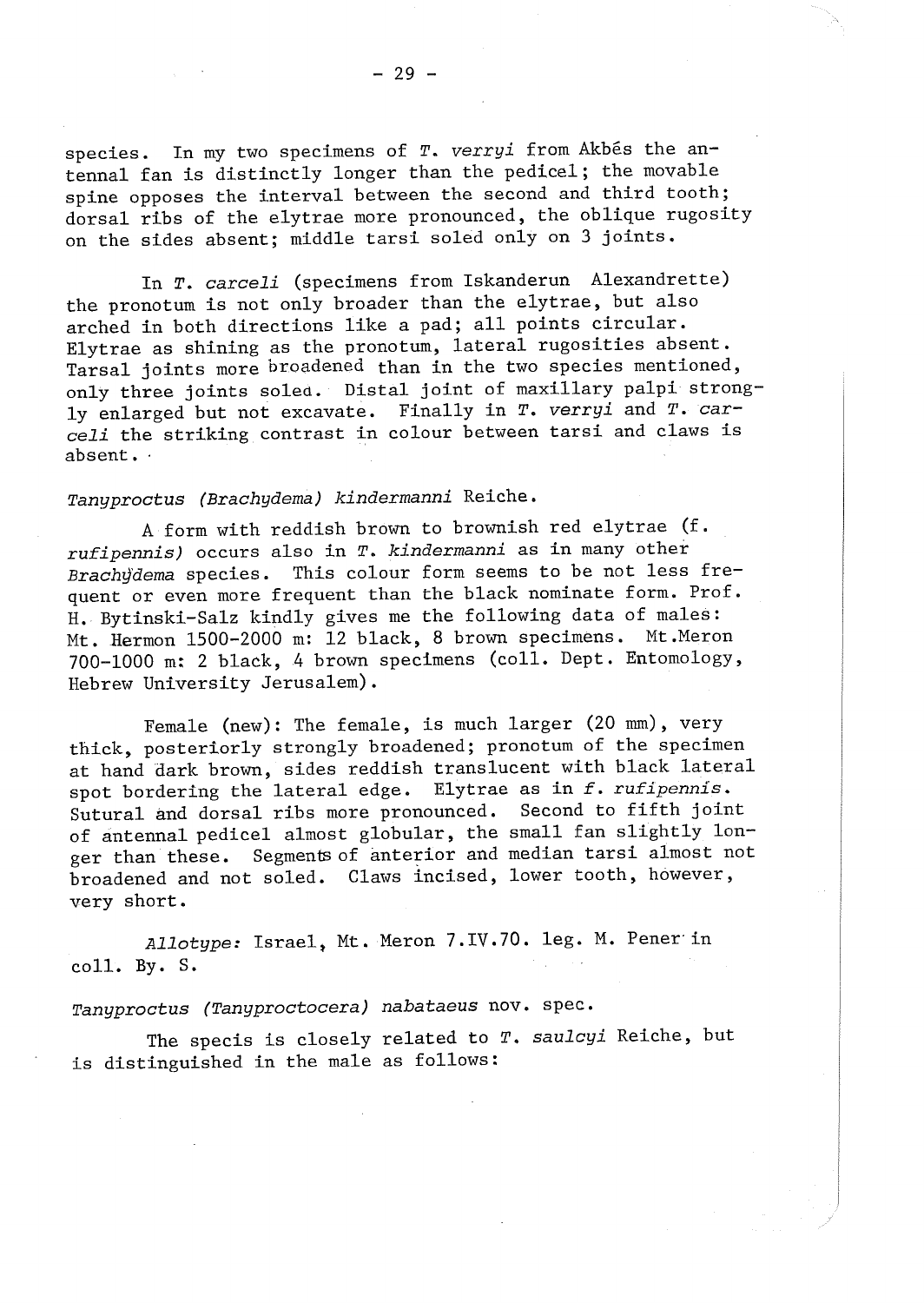species. In my two specimens of *T. verryi* from Akbés the antennal fan is distinctly longer than the pedicel; the movable spine opposes the interval between the second and third tooth; dorsal ribs of the elytrae more pronounced, the oblique rugosity on the sides absent; middle tarsi soled only on 3 joints.

In *T. carceli* (specimens from Iskanderun Alexandrette) the pronotum is not only broader than the elytrae, but also arched in both directions like a pad; all points circular. Elytrae as shining as the pronotum, lateral rugosities absent. Tarsal joints more broadened than in the two species mentioned, only three joints soled. Distal joint of maxillary palpi strongly enlarged but not excavate. Finally in *T. verryi* and *T. carceli* the striking contrast in colour between tarsi and claws is absent.

*Tanyproctus (Brachydema) kindermanni* Reiche.

A form with reddish brown to brownish red elytrae (f. *rufipennis*) occurs also in *T. kindermanni* as in many other *Brachydema* species. This colour form seems to be not less frequent or even more frequent than the black nominate form. Prof. H. Bytinski-Salz kindly gives me the following data of males: Mt. Hermon 1500-2000 m: 12 black, 8 brown specimens. Mt.Meron 700-1000 m: 2 black, 4 brown specimens (coll. Dept. Entomology, Hebrew University Jerusalem).

Female (new): The female, is much larger (20 mm), very thick, posteriorly strongly broadened; pronotum of the specimen at hand dark brown, sides reddish translucent with black lateral spot bordering the lateral edge. Elytrae as in *f. rufipennis*. Sutural and dorsal ribs more pronounced. Second to fifth joint of antennal pedicel almost globular, the small fan slightly longer than these. Segments of anterior and median tarsi almost not broadened and not soled. Claws incised, lower tooth, however, very short.

*Allotype:* Israel, Mt. Meron 7.IV.70. leg. M. Pener in coll. By. S.

*Tanyproctus (Tanyproctocera) nabataeus* nov. spec.

The specis is closely related to *T. saulcyi* Reiche, but is distinguished in the male as follows: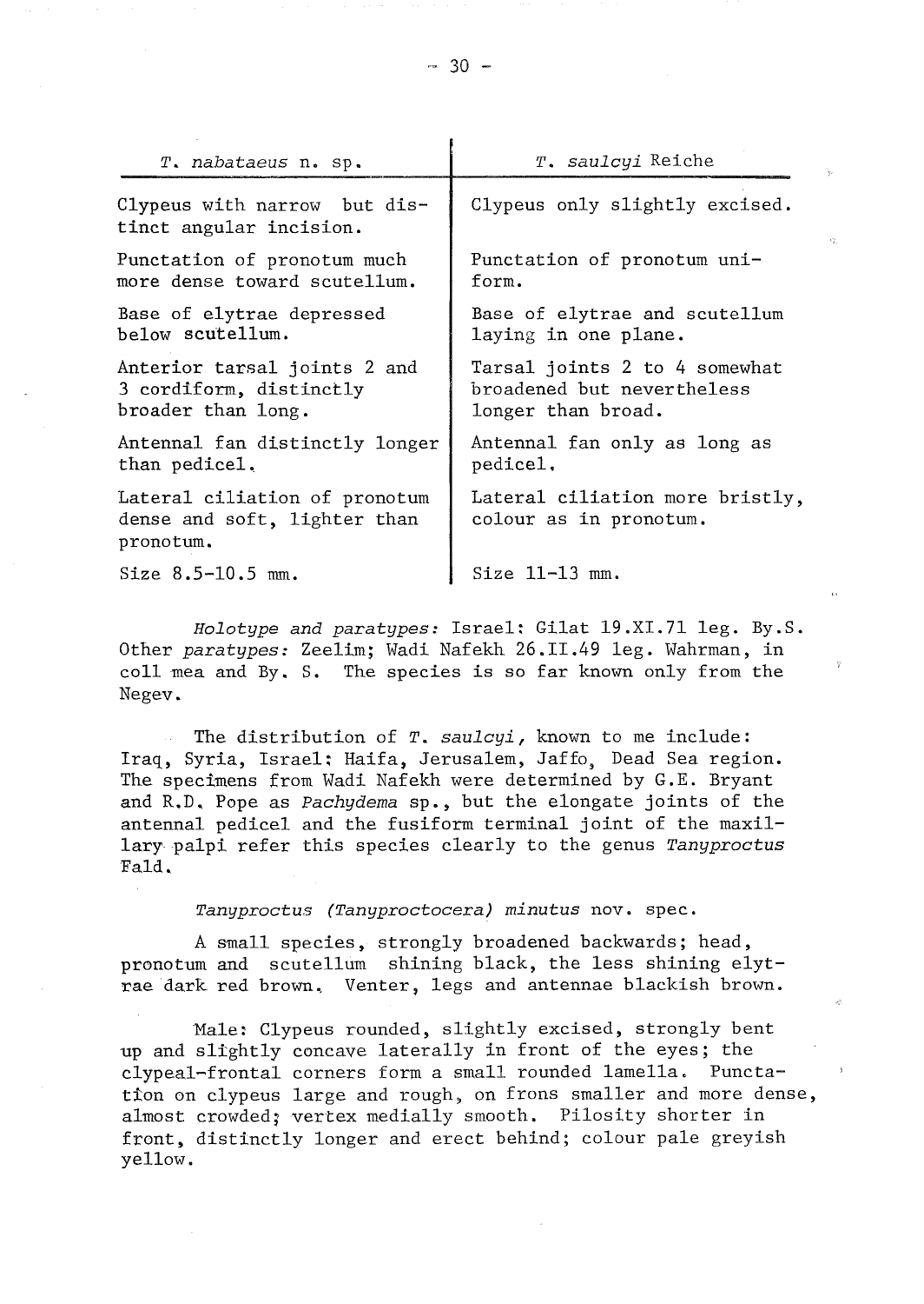| *T. nabataeus* n. sp. | *T. saulcyi* Reiche |
|---|---|
| Clypeus with narrow but distinct angular incision. | Clypeus only slightly excised. |
| Punctation of pronotum much more dense toward scutellum. | Punctation of pronotum uniform. |
| Base of elytrae depressed below scutellum. | Base of elytrae and scutellum laying in one plane. |
| Anterior tarsal joints 2 and 3 cordiform, distinctly broader than long. | Tarsal joints 2 to 4 somewhat broadened but nevertheless longer than broad. |
| Antennal fan distinctly longer than pedicel. | Antennal fan only as long as pedicel. |
| Lateral ciliation of pronotum dense and soft, lighter than pronotum. | Lateral ciliation more bristly, colour as in pronotum. |
| Size 8.5-10.5 mm. | Size 11-13 mm. |

*Holotype and paratypes:* Israel: Gilat 19.XI.71 leg. By.S. Other *paratypes:* Zeelim; Wadi Nafekh 26.II.49 leg. Wahrman, in coll mea and By. S. The species is so far known only from the Negev.

The distribution of *T. saulcyi,* known to me include: Iraq, Syria, Israel: Haifa, Jerusalem, Jaffo, Dead Sea region. The specimens from Wadi Nafekh were determined by G.E. Bryant and R.D. Pope as *Pachydema* sp., but the elongate joints of the antennal pedicel and the fusiform terminal joint of the maxillary palpi refer this species clearly to the genus *Tanyproctus* Fald.

*Tanyproctus (Tanyproctocera) minutus* nov. spec.

A small species, strongly broadened backwards; head, pronotum and scutellum shining black, the less shining elytrae dark red brown. Venter, legs and antennae blackish brown.

Male: Clypeus rounded, slightly excised, strongly bent up and slightly concave laterally in front of the eyes; the clypeal-frontal corners form a small rounded lamella. Punctation on clypeus large and rough, on frons smaller and more dense, almost crowded; vertex medially smooth. Pilosity shorter in front, distinctly longer and erect behind; colour pale greyish yellow.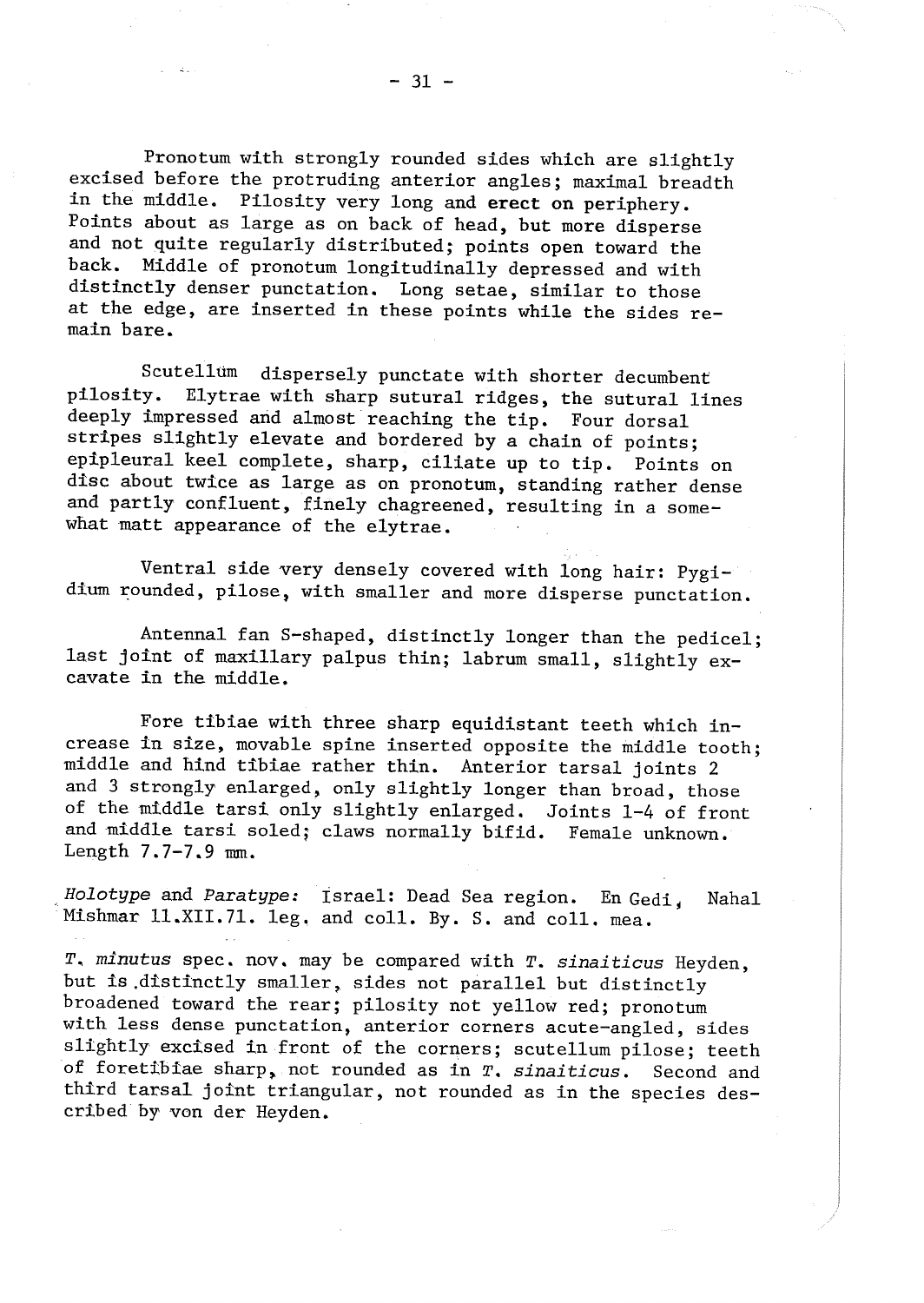Pronotum with strongly rounded sides which are slightly excised before the protruding anterior angles; maximal breadth in the middle. Pilosity very long and **erect on** periphery. Points about as large as on back of head, but more disperse and not quite regularly distributed; points open toward the back. Middle of pronotum longitudinally depressed and with distinctly denser punctation. Long setae, similar to those at the edge, are inserted in these points while the sides remain bare.

Scutellum dispersely punctate with shorter decumbent pilosity. Elytrae with sharp sutural ridges, the sutural lines deeply impressed and almost reaching the tip. Four dorsal stripes slightly elevate and bordered by a chain of points; epipleural keel complete, sharp, ciliate up to tip. Points on disc about twice as large as on pronotum, standing rather dense and partly confluent, finely chagreened, resulting in a somewhat matt appearance of the elytrae.

Ventral side very densely covered with long hair: Pygidium rounded, pilose, with smaller and more disperse punctation.

Antennal fan S-shaped, distinctly longer than the pedicel; last joint of maxillary palpus thin; labrum small, slightly excavate in the middle.

Fore tibiae with three sharp equidistant teeth which increase in size, movable spine inserted opposite the middle tooth; middle and hind tibiae rather thin. Anterior tarsal joints 2 and 3 strongly enlarged, only slightly longer than broad, those of the middle tarsi only slightly enlarged. Joints 1-4 of front and middle tarsi soled; claws normally bifid. Female unknown. Length 7.7-7.9 mm.

*Holotype* and *Paratype:* Israel: Dead Sea region. En Gedi, Nahal Mishmar 11.XII.71. leg. and coll. By. S. and coll. mea.

*T. minutus* spec. nov. may be compared with *T. sinaiticus* Heyden, but is distinctly smaller, sides not parallel but distinctly broadened toward the rear; pilosity not yellow red; pronotum with less dense punctation, anterior corners acute-angled, sides slightly excised in front of the corners; scutellum pilose; teeth of foretibiae sharp, not rounded as in *T. sinaiticus*. Second and third tarsal joint triangular, not rounded as in the species described by von der Heyden.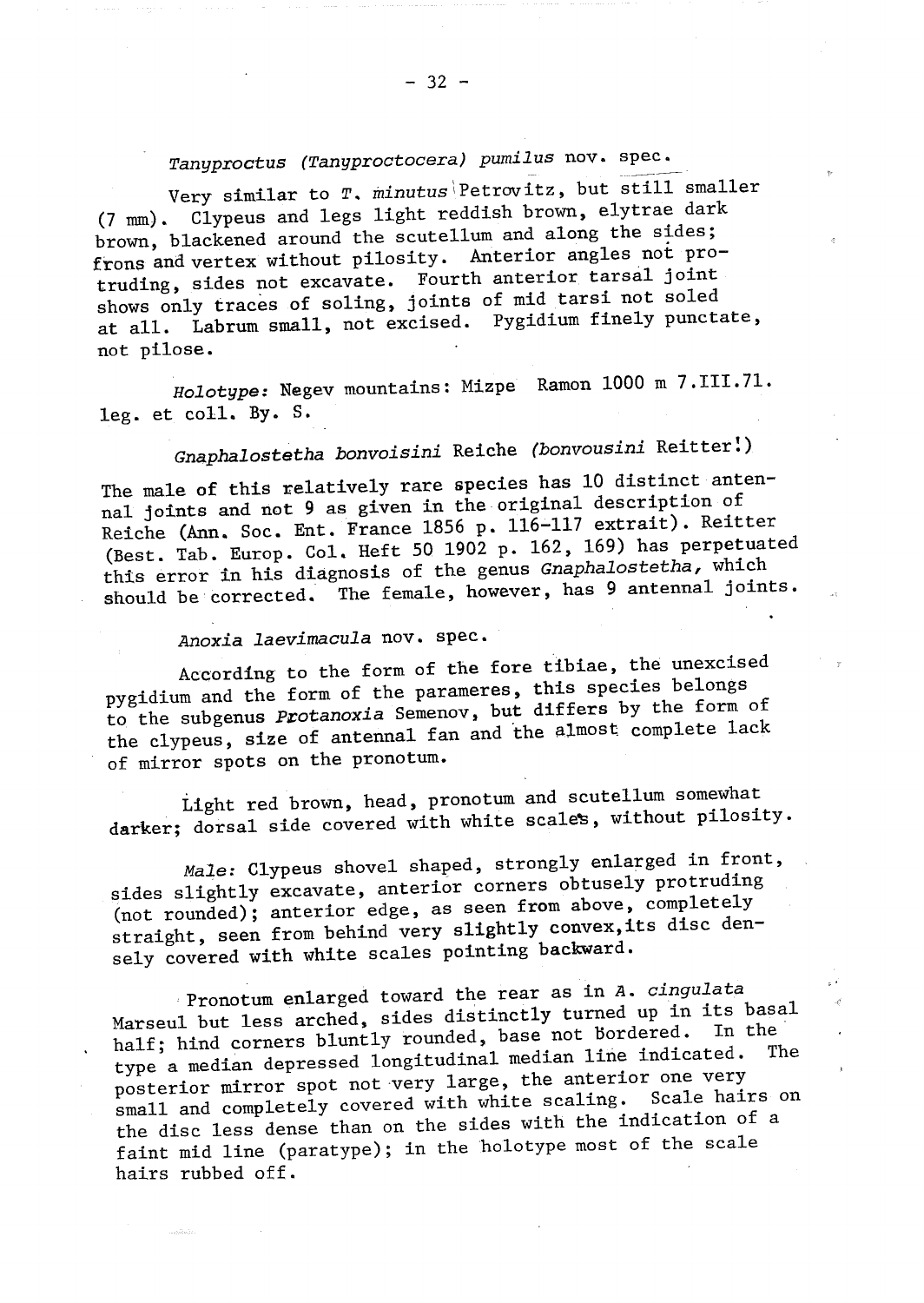*Tanyproctus (Tanyproctocera) pumilus* nov. spec.

Very similar to *T. minutus* Petrovitz, but still smaller (7 mm). Clypeus and legs light reddish brown, elytrae dark brown, blackened around the scutellum and along the sides; frons and vertex without pilosity. Anterior angles not protruding, sides not excavate. Fourth anterior tarsal joint shows only traces of soling, joints of mid tarsi not soled at all. Labrum small, not excised. Pygidium finely punctate, not pilose.

*Holotype:* Negev mountains: Mizpe Ramon 1000 m 7.III.71. leg. et coll. By. S.

*Gnaphalostetha bonvoisini* Reiche *(bonvousini* Reitter!)

The male of this relatively rare species has 10 distinct antennal joints and not 9 as given in the original description of Reiche (Ann. Soc. Ent. France 1856 p. 116-117 extrait). Reitter (Best. Tab. Europ. Col. Heft 50 1902 p. 162, 169) has perpetuated this error in his diagnosis of the genus *Gnaphalostetha,* which should be corrected. The female, however, has 9 antennal joints.

*Anoxia laevimacula* nov. spec.

According to the form of the fore tibiae, the unexcised pygidium and the form of the parameres, this species belongs to the subgenus *Protanoxia* Semenov, but differs by the form of the clypeus, size of antennal fan and the almost complete lack of mirror spots on the pronotum.

Light red brown, head, pronotum and scutellum somewhat darker; dorsal side covered with white scales, without pilosity.

*Male:* Clypeus shovel shaped, strongly enlarged in front, sides slightly excavate, anterior corners obtusely protruding (not rounded); anterior edge, as seen from above, completely straight, seen from behind very slightly convex,its disc densely covered with white scales pointing backward.

Pronotum enlarged toward the rear as in *A. cingulata* Marseul but less arched, sides distinctly turned up in its basal half; hind corners bluntly rounded, base not bordered. In the type a median depressed longitudinal median line indicated. The posterior mirror spot not very large, the anterior one very small and completely covered with white scaling. Scale hairs on the disc less dense than on the sides with the indication of a faint mid line (paratype); in the holotype most of the scale hairs rubbed off.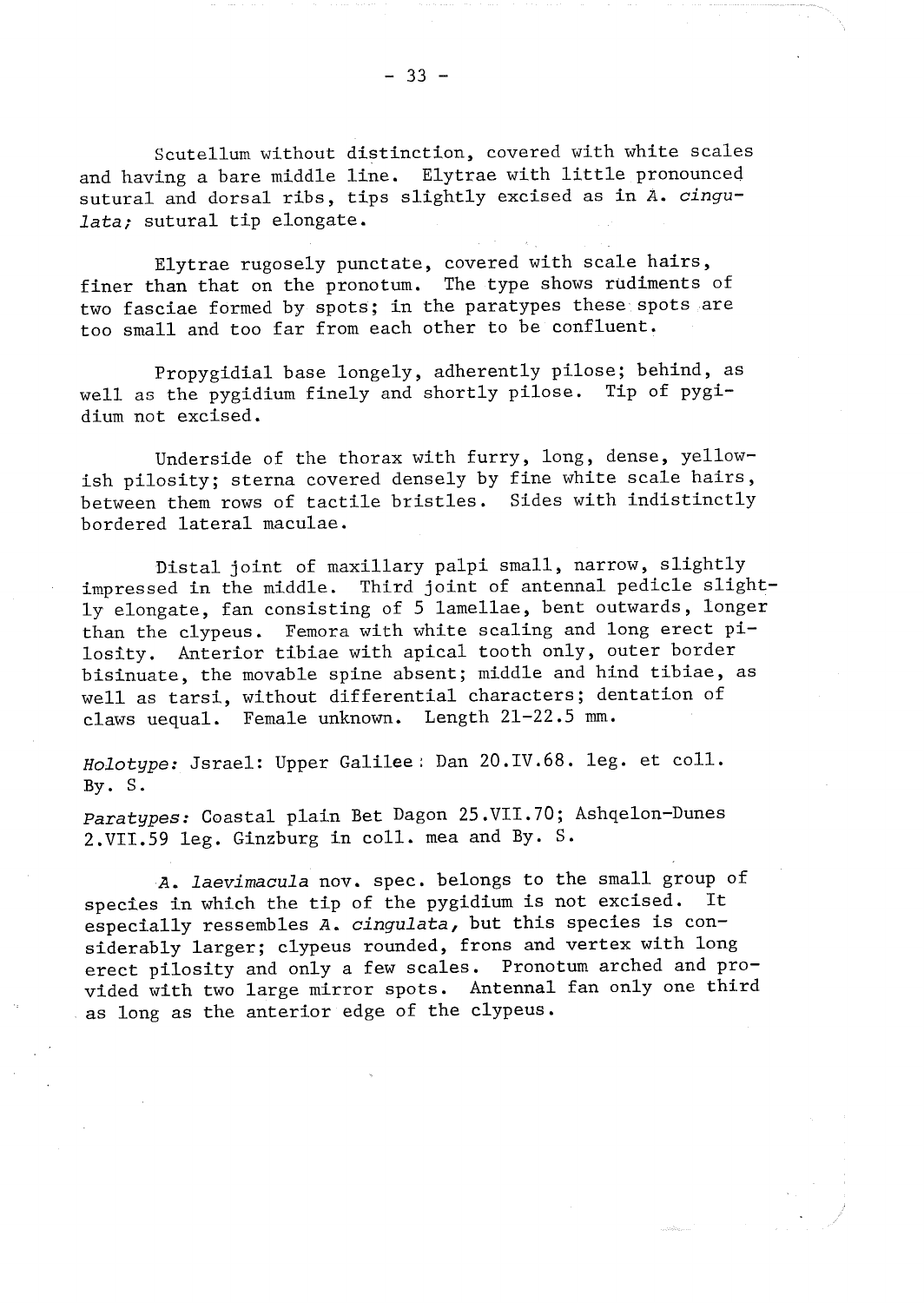Scutellum without distinction, covered with white scales and having a bare middle line. Elytrae with little pronounced sutural and dorsal ribs, tips slightly excised as in *A. cingulata;* sutural tip elongate.

Elytrae rugosely punctate, covered with scale hairs, finer than that on the pronotum. The type shows rudiments of two fasciae formed by spots; in the paratypes these spots are too small and too far from each other to be confluent.

Propygidial base longely, adherently pilose; behind, as well as the pygidium finely and shortly pilose. Tip of pygidium not excised.

Underside of the thorax with furry, long, dense, yellowish pilosity; sterna covered densely by fine white scale hairs, between them rows of tactile bristles. Sides with indistinctly bordered lateral maculae.

Distal joint of maxillary palpi small, narrow, slightly impressed in the middle. Third joint of antennal pedicle slightly elongate, fan consisting of 5 lamellae, bent outwards, longer than the clypeus. Femora with white scaling and long erect pilosity. Anterior tibiae with apical tooth only, outer border bisinuate, the movable spine absent; middle and hind tibiae, as well as tarsi, without differential characters; dentation of claws uequal. Female unknown. Length 21-22.5 mm.

*Holotype:* Jsrael: Upper Galilee: Dan 20.IV.68. leg. et coll. By. S.

*Paratypes:* Coastal plain Bet Dagon 25.VII.70; Ashqelon-Dunes 2.VII.59 leg. Ginzburg in coll. mea and By. S.

*A. laevimacula* nov. spec. belongs to the small group of species in which the tip of the pygidium is not excised. It especially ressembles *A. cingulata,* but this species is considerably larger; clypeus rounded, frons and vertex with long erect pilosity and only a few scales. Pronotum arched and provided with two large mirror spots. Antennal fan only one third as long as the anterior edge of the clypeus.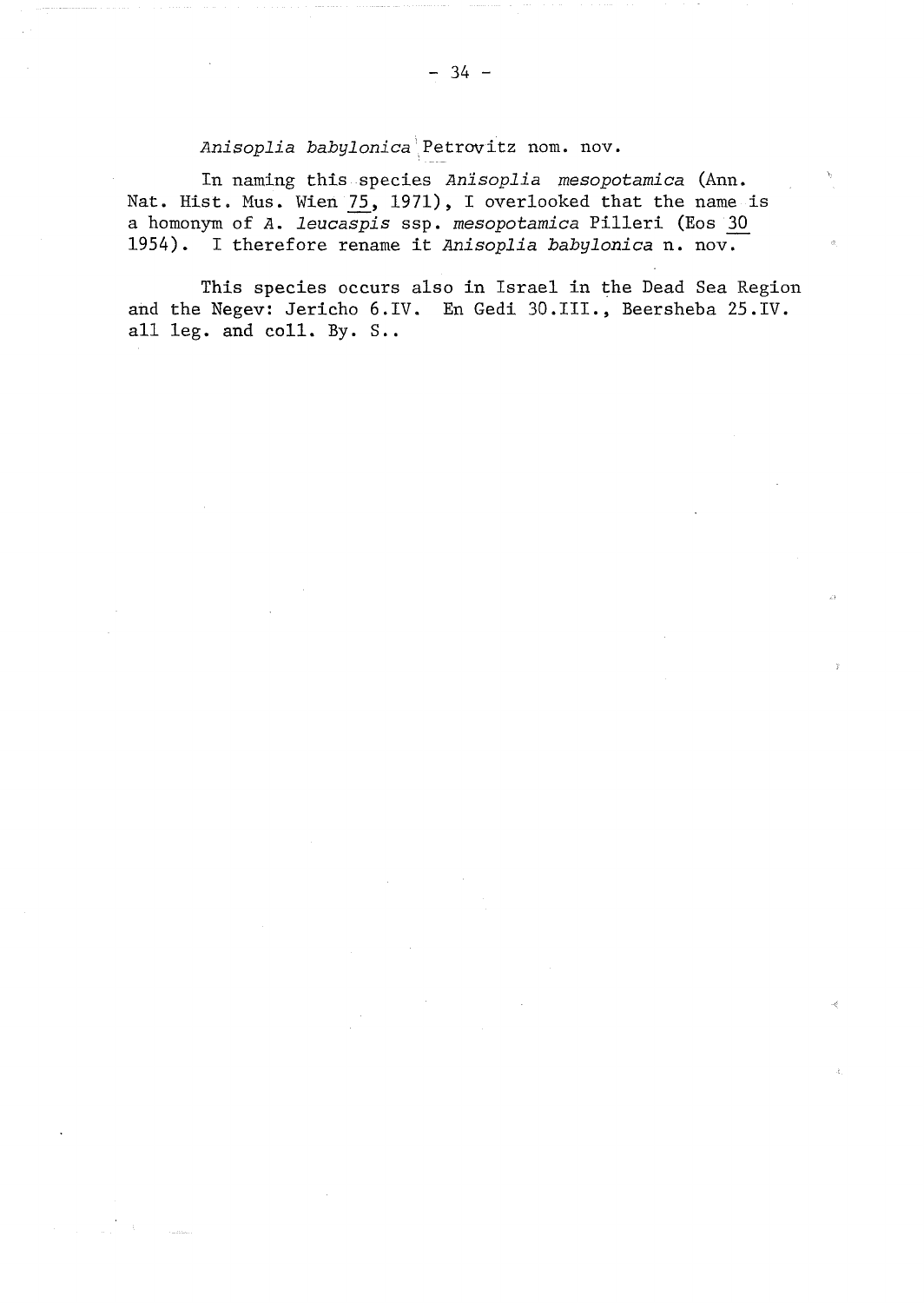*Anisoplia babylonica* Petrovitz nom. nov.

In naming this species *Anisoplia mesopotamica* (Ann. Nat. Hist. Mus. Wien 75, 1971), I overlooked that the name is a homonym of *A. leucaspis* ssp. *mesopotamica* Pilleri (Eos 30 1954). I therefore rename it *Anisoplia babylonica* n. nov.

This species occurs also in Israel in the Dead Sea Region and the Negev: Jericho 6.IV. En Gedi 30.III., Beersheba 25.IV. all leg. and coll. By. S..